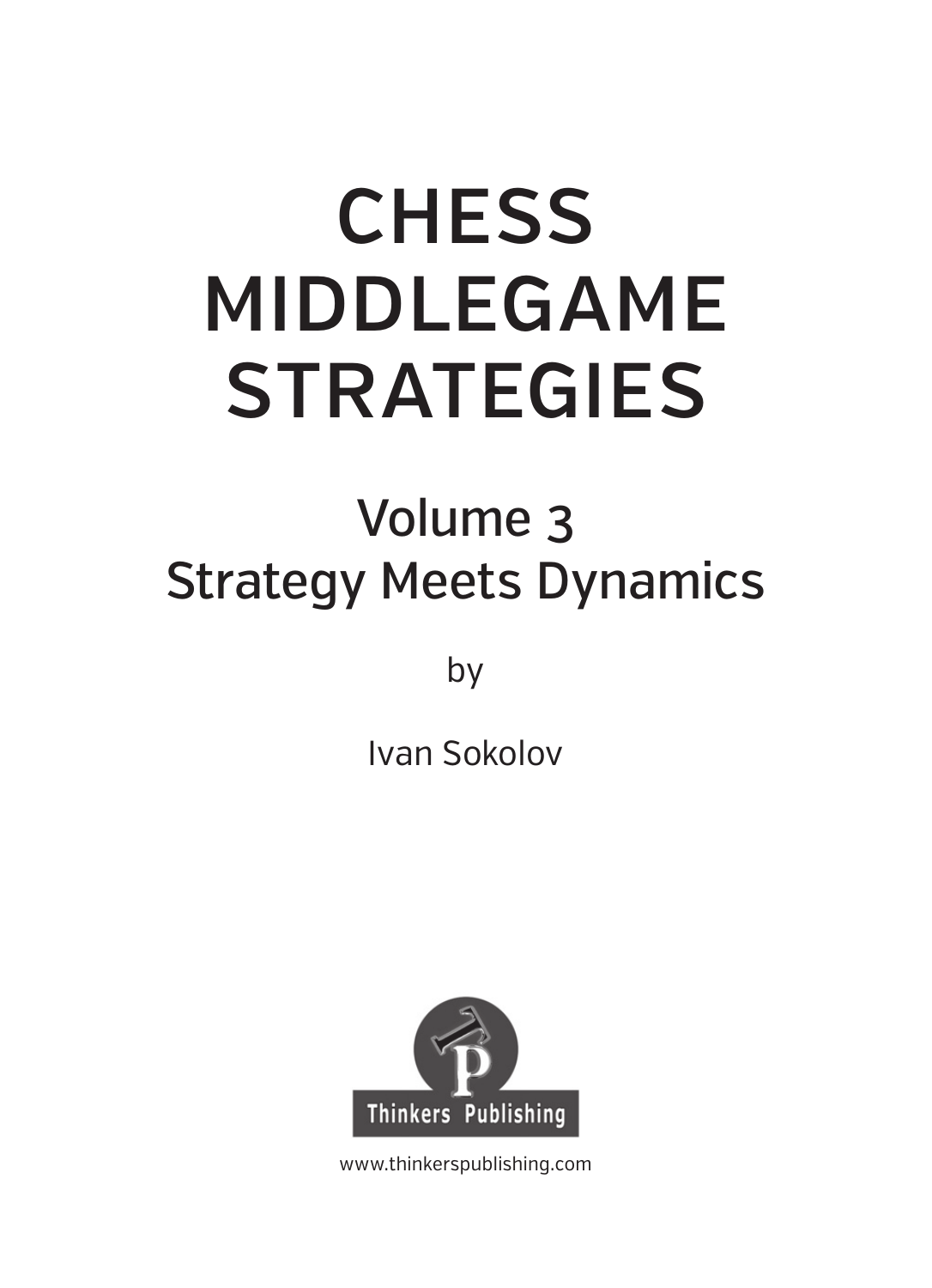# CHESS MIDDLEGAME STRATEGIES

## Volume 3
## Strategy Meets Dynamics

by

Ivan Sokolov

Thinkers Publishing

www.thinkerspublishing.com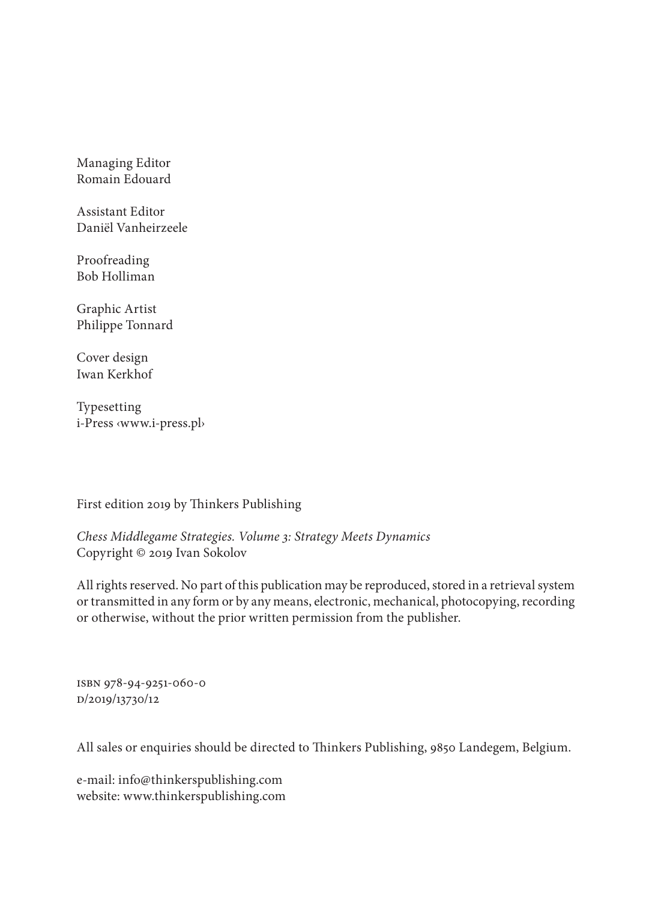Managing Editor
Romain Edouard

Assistant Editor
Daniël Vanheirzeele

Proofreading
Bob Holliman

Graphic Artist
Philippe Tonnard

Cover design
Iwan Kerkhof

Typesetting
i-Press ‹www.i-press.pl›

First edition 2019 by Thinkers Publishing

*Chess Middlegame Strategies. Volume 3: Strategy Meets Dynamics*
Copyright © 2019 Ivan Sokolov

All rights reserved. No part of this publication may be reproduced, stored in a retrieval system or transmitted in any form or by any means, electronic, mechanical, photocopying, recording or otherwise, without the prior written permission from the publisher.

ISBN 978-94-9251-060-0
D/2019/13730/12

All sales or enquiries should be directed to Thinkers Publishing, 9850 Landegem, Belgium.

e-mail: info@thinkerspublishing.com
website: www.thinkerspublishing.com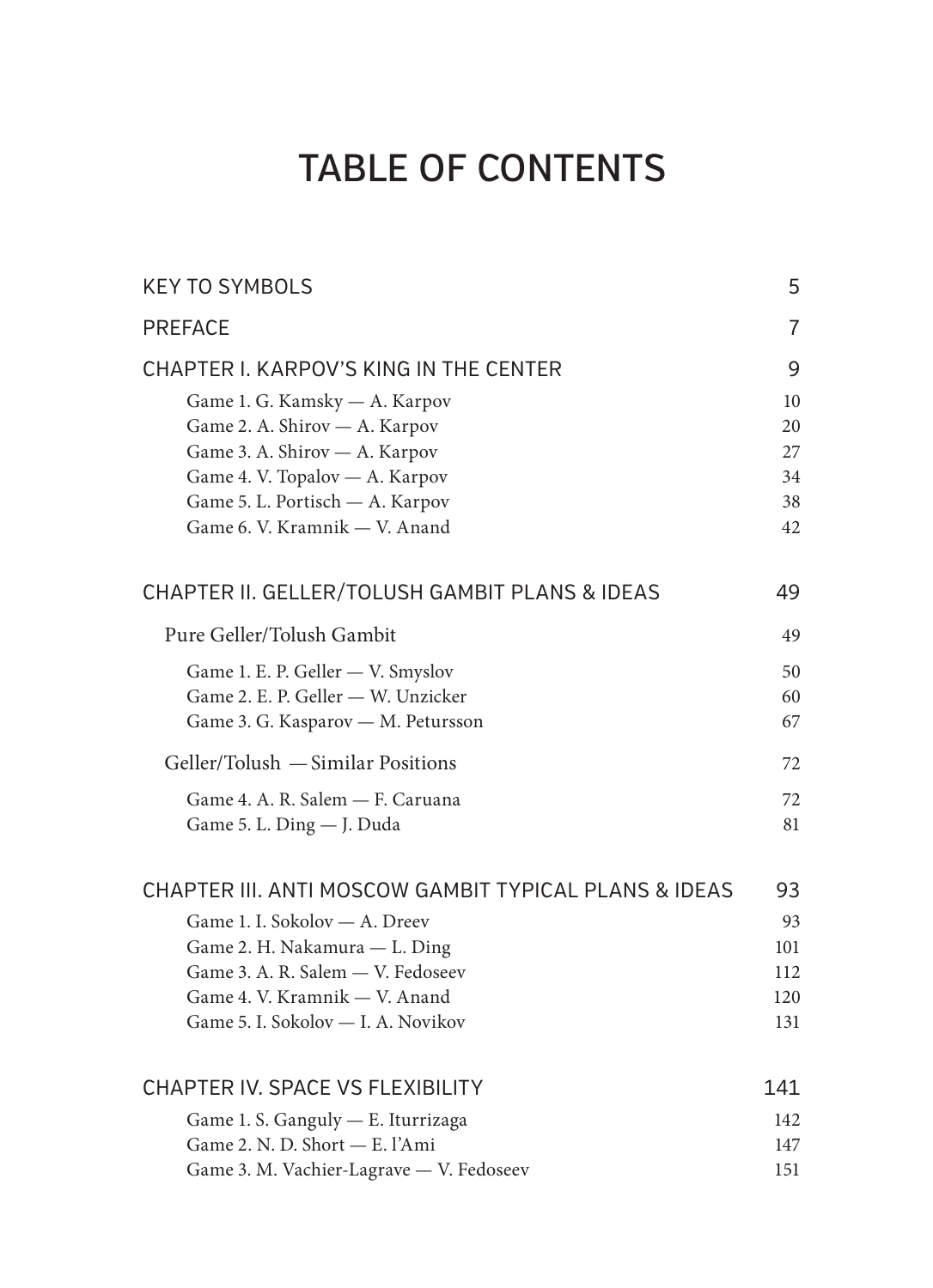# TABLE OF CONTENTS

KEY TO SYMBOLS 5

PREFACE 7

CHAPTER I. KARPOV'S KING IN THE CENTER 9

- Game 1. G. Kamsky — A. Karpov 10
- Game 2. A. Shirov — A. Karpov 20
- Game 3. A. Shirov — A. Karpov 27
- Game 4. V. Topalov — A. Karpov 34
- Game 5. L. Portisch — A. Karpov 38
- Game 6. V. Kramnik — V. Anand 42

CHAPTER II. GELLER/TOLUSH GAMBIT PLANS & IDEAS 49

Pure Geller/Tolush Gambit 49

- Game 1. E. P. Geller — V. Smyslov 50
- Game 2. E. P. Geller — W. Unzicker 60
- Game 3. G. Kasparov — M. Petursson 67

Geller/Tolush — Similar Positions 72

- Game 4. A. R. Salem — F. Caruana 72
- Game 5. L. Ding — J. Duda 81

CHAPTER III. ANTI MOSCOW GAMBIT TYPICAL PLANS & IDEAS 93

- Game 1. I. Sokolov — A. Dreev 93
- Game 2. H. Nakamura — L. Ding 101
- Game 3. A. R. Salem — V. Fedoseev 112
- Game 4. V. Kramnik — V. Anand 120
- Game 5. I. Sokolov — I. A. Novikov 131

CHAPTER IV. SPACE VS FLEXIBILITY 141

- Game 1. S. Ganguly — E. Iturrizaga 142
- Game 2. N. D. Short — E. l'Ami 147
- Game 3. M. Vachier-Lagrave — V. Fedoseev 151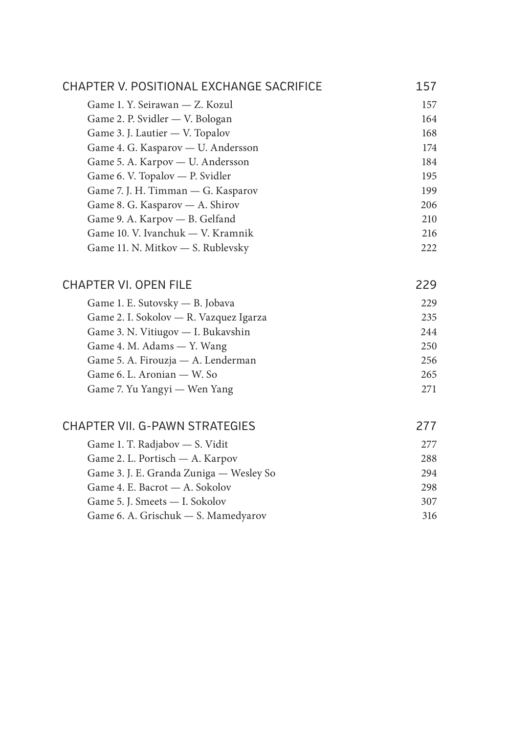## CHAPTER V. POSITIONAL EXCHANGE SACRIFICE 157

Game 1. Y. Seirawan — Z. Kozul 157
Game 2. P. Svidler — V. Bologan 164
Game 3. J. Lautier — V. Topalov 168
Game 4. G. Kasparov — U. Andersson 174
Game 5. A. Karpov — U. Andersson 184
Game 6. V. Topalov — P. Svidler 195
Game 7. J. H. Timman — G. Kasparov 199
Game 8. G. Kasparov — A. Shirov 206
Game 9. A. Karpov — B. Gelfand 210
Game 10. V. Ivanchuk — V. Kramnik 216
Game 11. N. Mitkov — S. Rublevsky 222

## CHAPTER VI. OPEN FILE 229

Game 1. E. Sutovsky — B. Jobava 229
Game 2. I. Sokolov — R. Vazquez Igarza 235
Game 3. N. Vitiugov — I. Bukavshin 244
Game 4. M. Adams — Y. Wang 250
Game 5. A. Firouzja — A. Lenderman 256
Game 6. L. Aronian — W. So 265
Game 7. Yu Yangyi — Wen Yang 271

## CHAPTER VII. G-PAWN STRATEGIES 277

Game 1. T. Radjabov — S. Vidit 277
Game 2. L. Portisch — A. Karpov 288
Game 3. J. E. Granda Zuniga — Wesley So 294
Game 4. E. Bacrot — A. Sokolov 298
Game 5. J. Smeets — I. Sokolov 307
Game 6. A. Grischuk — S. Mamedyarov 316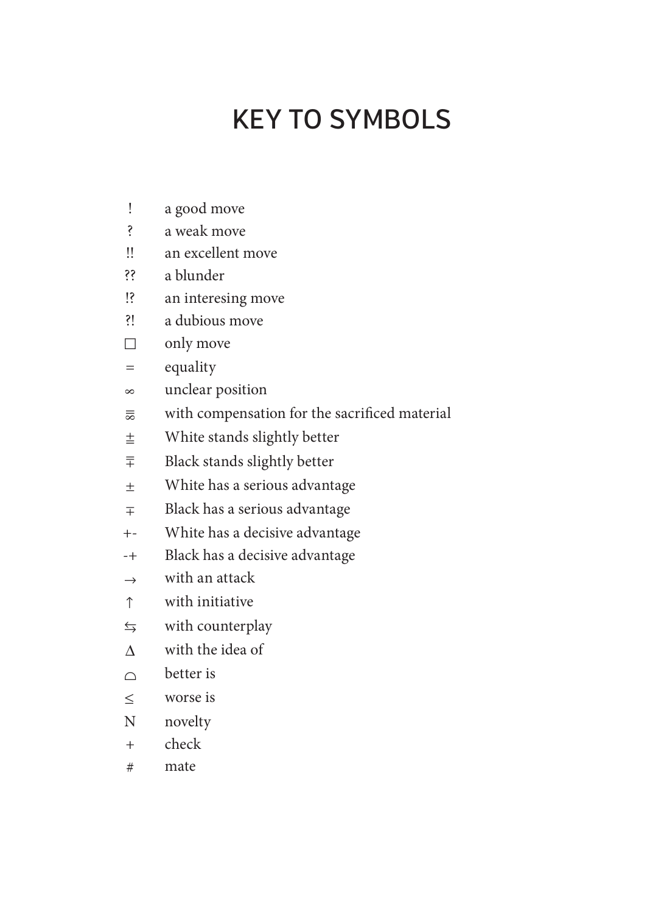# KEY TO SYMBOLS

| | |
|---|---|
| ! | a good move |
| ? | a weak move |
| !! | an excellent move |
| ?? | a blunder |
| !? | an interesing move |
| ?! | a dubious move |
| □ | only move |
| = | equality |
| ∞ | unclear position |
| ≅ | with compensation for the sacrificed material |
| ⩲ | White stands slightly better |
| ⩱ | Black stands slightly better |
| ± | White has a serious advantage |
| ∓ | Black has a serious advantage |
| +- | White has a decisive advantage |
| -+ | Black has a decisive advantage |
| → | with an attack |
| ↑ | with initiative |
| ⇆ | with counterplay |
| ∆ | with the idea of |
| ⌓ | better is |
| ≤ | worse is |
| N | novelty |
| + | check |
| # | mate |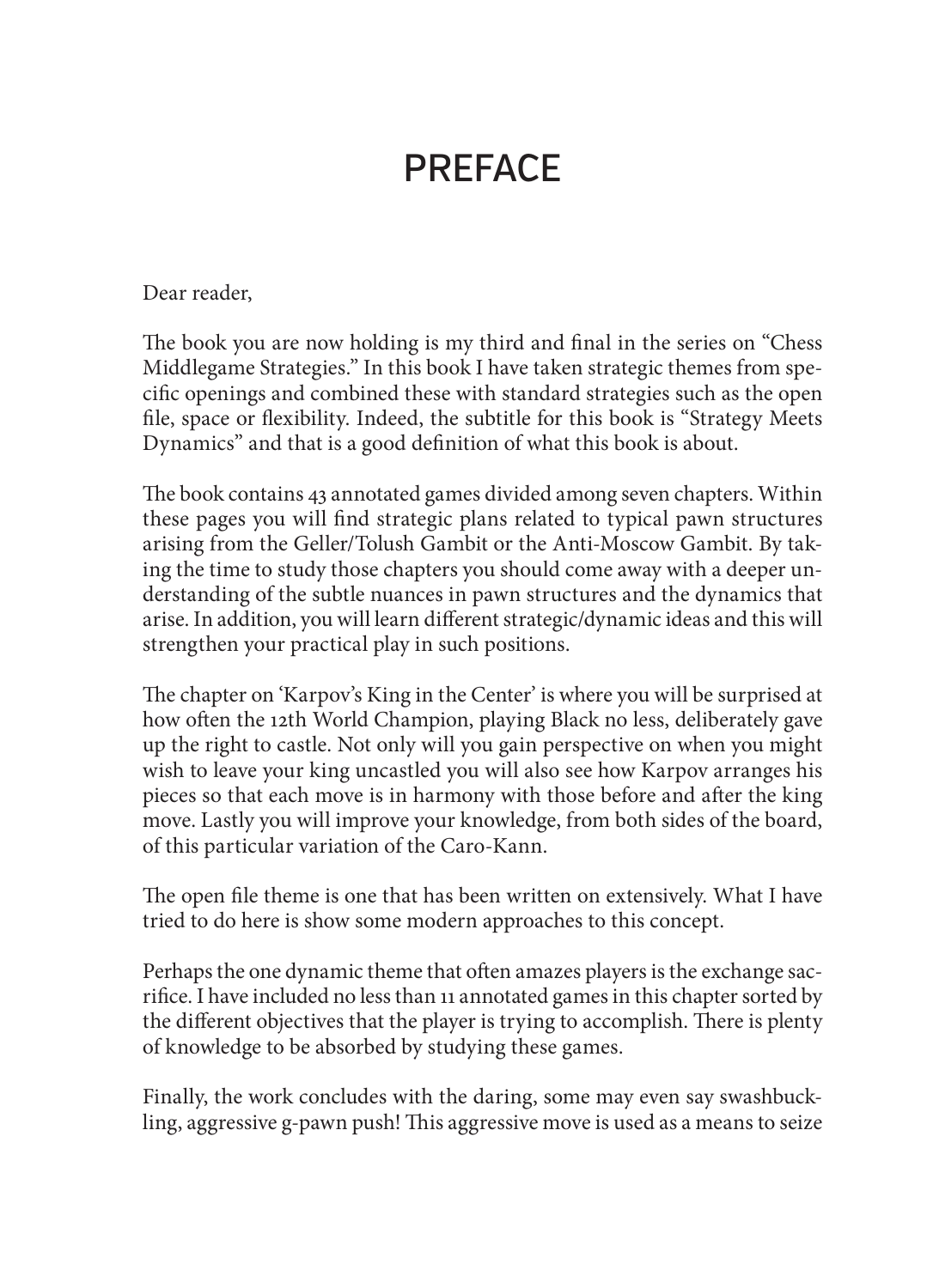# PREFACE

Dear reader,

The book you are now holding is my third and final in the series on "Chess Middlegame Strategies." In this book I have taken strategic themes from specific openings and combined these with standard strategies such as the open file, space or flexibility. Indeed, the subtitle for this book is "Strategy Meets Dynamics" and that is a good definition of what this book is about.

The book contains 43 annotated games divided among seven chapters. Within these pages you will find strategic plans related to typical pawn structures arising from the Geller/Tolush Gambit or the Anti-Moscow Gambit. By taking the time to study those chapters you should come away with a deeper understanding of the subtle nuances in pawn structures and the dynamics that arise. In addition, you will learn different strategic/dynamic ideas and this will strengthen your practical play in such positions.

The chapter on 'Karpov's King in the Center' is where you will be surprised at how often the 12th World Champion, playing Black no less, deliberately gave up the right to castle. Not only will you gain perspective on when you might wish to leave your king uncastled you will also see how Karpov arranges his pieces so that each move is in harmony with those before and after the king move. Lastly you will improve your knowledge, from both sides of the board, of this particular variation of the Caro-Kann.

The open file theme is one that has been written on extensively. What I have tried to do here is show some modern approaches to this concept.

Perhaps the one dynamic theme that often amazes players is the exchange sacrifice. I have included no less than 11 annotated games in this chapter sorted by the different objectives that the player is trying to accomplish. There is plenty of knowledge to be absorbed by studying these games.

Finally, the work concludes with the daring, some may even say swashbuckling, aggressive g-pawn push! This aggressive move is used as a means to seize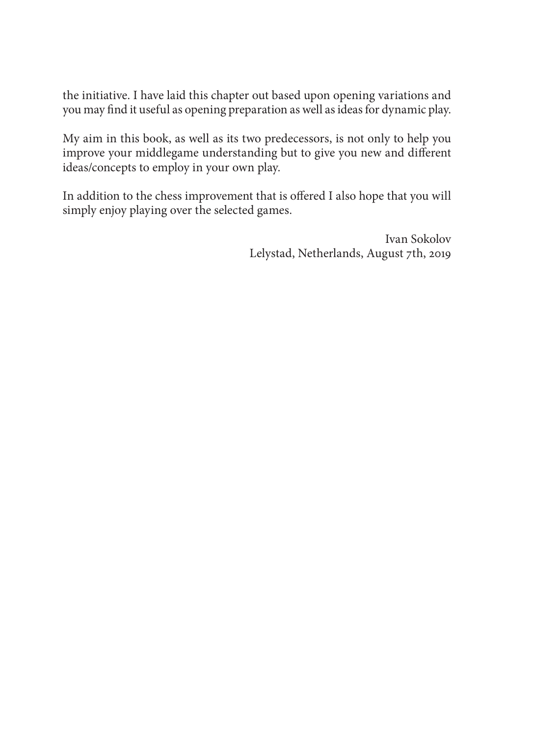the initiative. I have laid this chapter out based upon opening variations and you may find it useful as opening preparation as well as ideas for dynamic play.

My aim in this book, as well as its two predecessors, is not only to help you improve your middlegame understanding but to give you new and different ideas/concepts to employ in your own play.

In addition to the chess improvement that is offered I also hope that you will simply enjoy playing over the selected games.

Ivan Sokolov
Lelystad, Netherlands, August 7th, 2019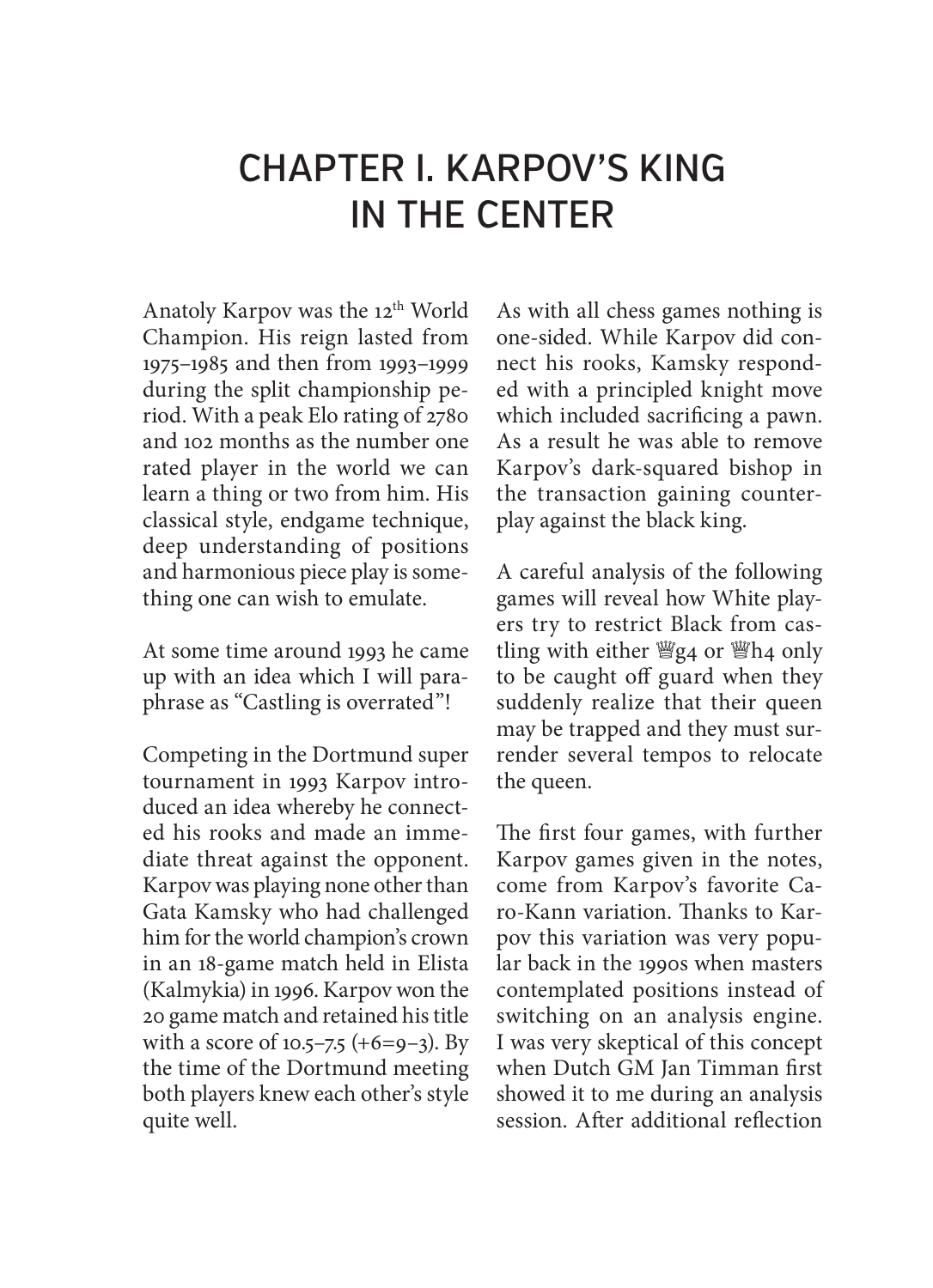# CHAPTER I. KARPOV'S KING IN THE CENTER

Anatoly Karpov was the 12th World Champion. His reign lasted from 1975–1985 and then from 1993–1999 during the split championship period. With a peak Elo rating of 2780 and 102 months as the number one rated player in the world we can learn a thing or two from him. His classical style, endgame technique, deep understanding of positions and harmonious piece play is something one can wish to emulate.

At some time around 1993 he came up with an idea which I will paraphrase as "Castling is overrated"!

Competing in the Dortmund super tournament in 1993 Karpov introduced an idea whereby he connected his rooks and made an immediate threat against the opponent. Karpov was playing none other than Gata Kamsky who had challenged him for the world champion's crown in an 18-game match held in Elista (Kalmykia) in 1996. Karpov won the 20 game match and retained his title with a score of 10.5–7.5 (+6=9–3). By the time of the Dortmund meeting both players knew each other's style quite well.

As with all chess games nothing is one-sided. While Karpov did connect his rooks, Kamsky responded with a principled knight move which included sacrificing a pawn. As a result he was able to remove Karpov's dark-squared bishop in the transaction gaining counterplay against the black king.

A careful analysis of the following games will reveal how White players try to restrict Black from castling with either ♕g4 or ♕h4 only to be caught off guard when they suddenly realize that their queen may be trapped and they must surrender several tempos to relocate the queen.

The first four games, with further Karpov games given in the notes, come from Karpov's favorite Caro-Kann variation. Thanks to Karpov this variation was very popular back in the 1990s when masters contemplated positions instead of switching on an analysis engine. I was very skeptical of this concept when Dutch GM Jan Timman first showed it to me during an analysis session. After additional reflection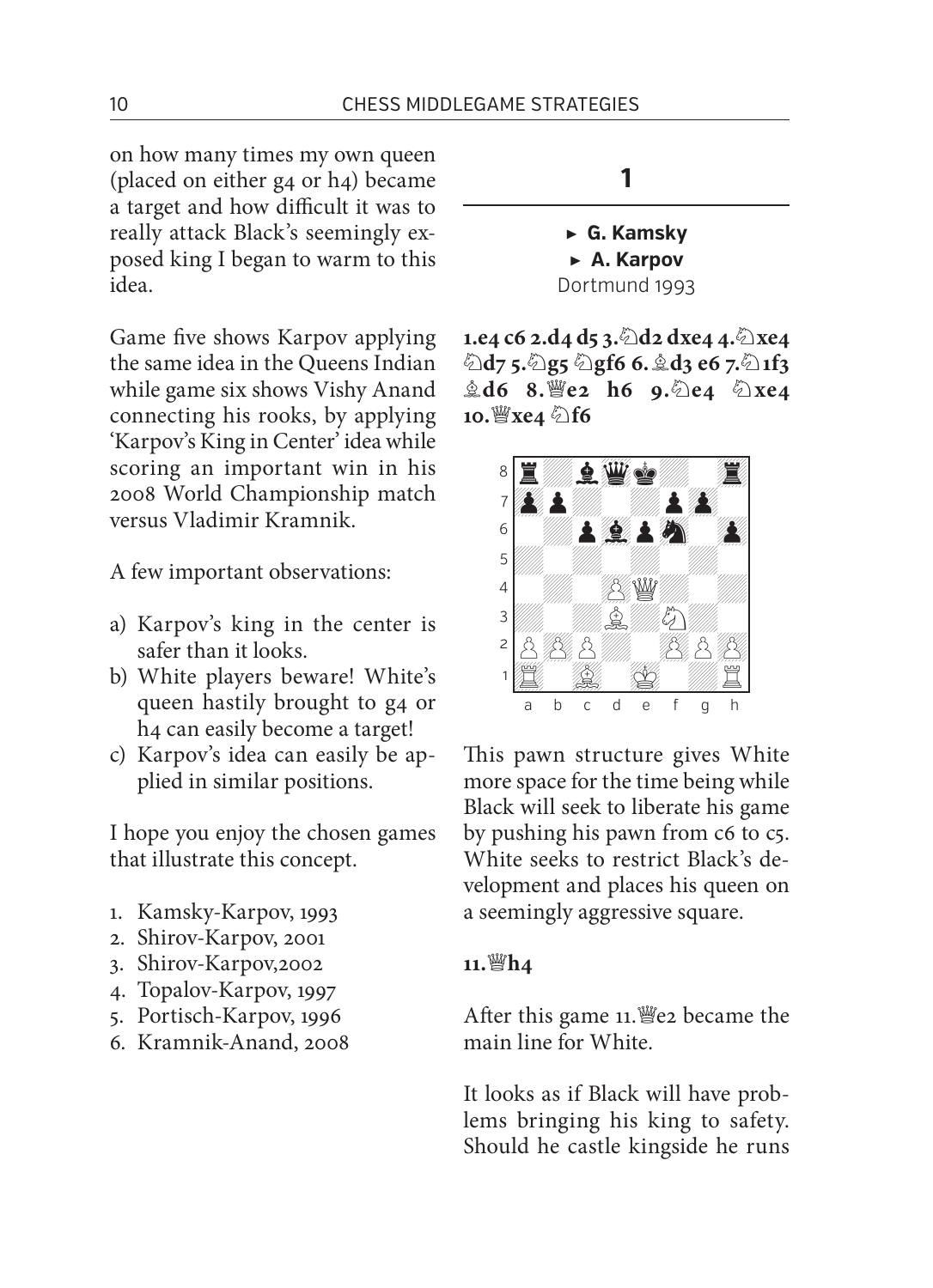on how many times my own queen (placed on either g4 or h4) became a target and how difficult it was to really attack Black's seemingly exposed king I began to warm to this idea.

Game five shows Karpov applying the same idea in the Queens Indian while game six shows Vishy Anand connecting his rooks, by applying 'Karpov's King in Center' idea while scoring an important win in his 2008 World Championship match versus Vladimir Kramnik.

A few important observations:

a) Karpov's king in the center is safer than it looks.
b) White players beware! White's queen hastily brought to g4 or h4 can easily become a target!
c) Karpov's idea can easily be applied in similar positions.

I hope you enjoy the chosen games that illustrate this concept.

1. Kamsky-Karpov, 1993
2. Shirov-Karpov, 2001
3. Shirov-Karpov,2002
4. Topalov-Karpov, 1997
5. Portisch-Karpov, 1996
6. Kramnik-Anand, 2008

## 1

► **G. Kamsky**
► **A. Karpov**
Dortmund 1993

**1.e4 c6 2.d4 d5 3.♘d2 dxe4 4.♘xe4 ♘d7 5.♘g5 ♘gf6 6.♗d3 e6 7.♘1f3 ♗d6 8.♕e2 h6 9.♘e4 ♘xe4 10.♕xe4 ♘f6**

This pawn structure gives White more space for the time being while Black will seek to liberate his game by pushing his pawn from c6 to c5. White seeks to restrict Black's development and places his queen on a seemingly aggressive square.

**11.♕h4**

After this game 11.♕e2 became the main line for White.

It looks as if Black will have problems bringing his king to safety. Should he castle kingside he runs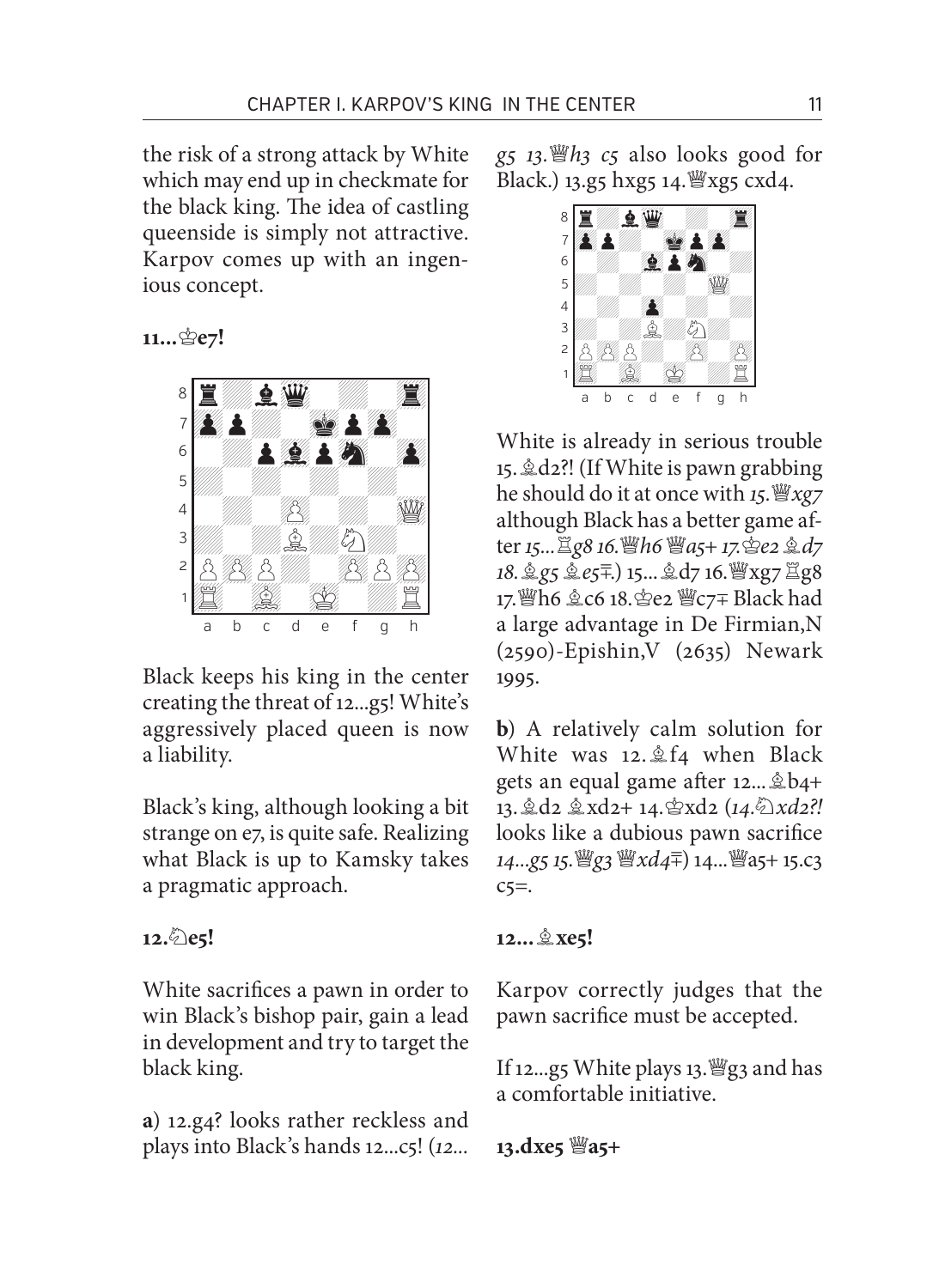the risk of a strong attack by White which may end up in checkmate for the black king. The idea of castling queenside is simply not attractive. Karpov comes up with an ingenious concept.

**11...♔e7!**

Black keeps his king in the center creating the threat of 12...g5! White's aggressively placed queen is now a liability.

Black's king, although looking a bit strange on e7, is quite safe. Realizing what Black is up to Kamsky takes a pragmatic approach.

**12.♘e5!**

White sacrifices a pawn in order to win Black's bishop pair, gain a lead in development and try to target the black king.

**a**) 12.g4? looks rather reckless and plays into Black's hands 12...c5! (*12...g5 13.♕h3 c5* also looks good for Black.) 13.g5 hxg5 14.♕xg5 cxd4.

White is already in serious trouble 15.♗d2?! (If White is pawn grabbing he should do it at once with *15.♕xg7* although Black has a better game after *15...♖g8 16.♕h6 ♕a5+ 17.♔e2 ♗d7 18.♗g5 ♗e5∓*.) 15...♗d7 16.♕xg7 ♖g8 17.♕h6 ♗c6 18.♔e2 ♕c7∓ Black had a large advantage in De Firmian,N (2590)-Epishin,V (2635) Newark 1995.

**b**) A relatively calm solution for White was 12.♗f4 when Black gets an equal game after 12...♗b4+ 13.♗d2 ♗xd2+ 14.♔xd2 (*14.♘xd2?!* looks like a dubious pawn sacrifice *14...g5 15.♕g3 ♕xd4∓*) 14...♕a5+ 15.c3 c5=.

**12...♗xe5!**

Karpov correctly judges that the pawn sacrifice must be accepted.

If 12...g5 White plays 13.♕g3 and has a comfortable initiative.

**13.dxe5 ♕a5+**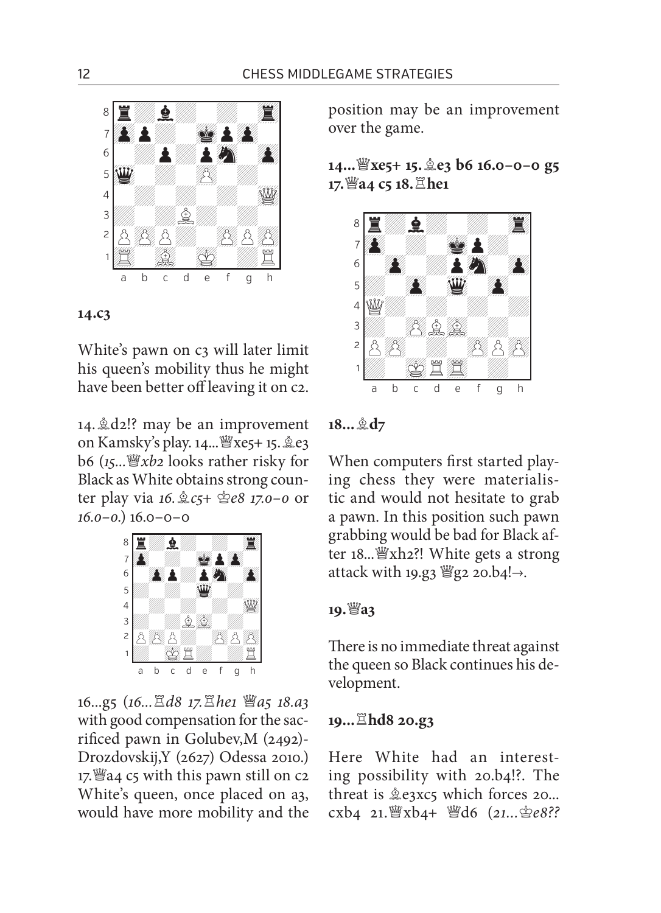**14.c3**

White's pawn on c3 will later limit his queen's mobility thus he might have been better off leaving it on c2.

14.♗d2!? may be an improvement on Kamsky's play. 14...♕xe5+ 15.♗e3 b6 (*15...♕xb2 looks rather risky for Black as White obtains strong counter play via 16.♗c5+ ♔e8 17.0–0 or 16.0–0.*) 16.0–0–0

16...g5 (*16...♖d8 17.♖he1 ♕a5 18.a3* with good compensation for the sacrificed pawn in Golubev,M (2492)-Drozdovskij,Y (2627) Odessa 2010.) 17.♕a4 c5 with this pawn still on c2 White's queen, once placed on a3, would have more mobility and the position may be an improvement over the game.

**14...♕xe5+ 15.♗e3 b6 16.0–0–0 g5 17.♕a4 c5 18.♖he1**

**18...♗d7**

When computers first started playing chess they were materialistic and would not hesitate to grab a pawn. In this position such pawn grabbing would be bad for Black after 18...♕xh2?! White gets a strong attack with 19.g3 ♕g2 20.b4!→.

**19.♕a3**

There is no immediate threat against the queen so Black continues his development.

**19...♖hd8 20.g3**

Here White had an interesting possibility with 20.b4!?. The threat is ♗e3xc5 which forces 20...cxb4 21.♕xb4+ ♕d6 (*21...♔e8??*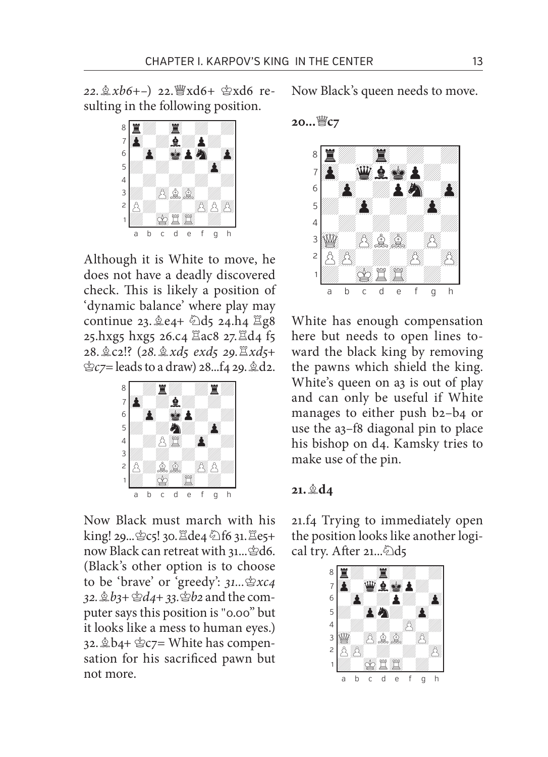*22.♗xb6+−*) 22.♕xd6+ ♔xd6 resulting in the following position.

Although it is White to move, he does not have a deadly discovered check. This is likely a position of 'dynamic balance' where play may continue 23.♗e4+ ♘d5 24.h4 ♖g8 25.hxg5 hxg5 26.c4 ♖ac8 27.♖d4 f5 28.♗c2!? (*28.♗xd5 exd5 29.♖xd5+ ♔c7=* leads to a draw) 28...f4 29.♗d2.

Now Black must march with his king! 29...♔c5! 30.♖de4 ♘f6 31.♖e5+ now Black can retreat with 31...♔d6. (Black's other option is to choose to be 'brave' or 'greedy': *31...♔xc4 32.♗b3+ ♔d4+ 33.♔b2* and the computer says this position is "0.00" but it looks like a mess to human eyes.) 32.♗b4+ ♔c7= White has compensation for his sacrificed pawn but not more.

Now Black's queen needs to move.

**20...♕c7**

White has enough compensation here but needs to open lines toward the black king by removing the pawns which shield the king. White's queen on a3 is out of play and can only be useful if White manages to either push b2–b4 or use the a3–f8 diagonal pin to place his bishop on d4. Kamsky tries to make use of the pin.

**21.♗d4**

21.f4 Trying to immediately open the position looks like another logical try. After 21...♘d5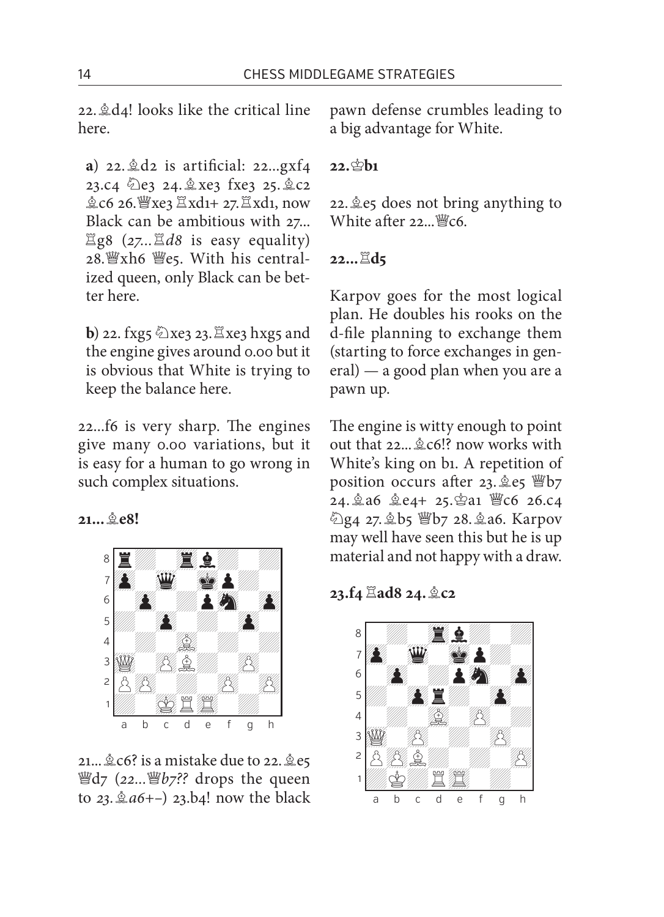22.♗d4! looks like the critical line here.

**a**) 22.♗d2 is artificial: 22...gxf4 23.c4 ♘e3 24.♗xe3 fxe3 25.♗c2 ♗c6 26.♕xe3 ♖xd1+ 27.♖xd1, now Black can be ambitious with 27...♖g8 (*27...♖d8* is easy equality) 28.♕xh6 ♕e5. With his centralized queen, only Black can be better here.

**b**) 22. fxg5 ♘xe3 23.♖xe3 hxg5 and the engine gives around 0.00 but it is obvious that White is trying to keep the balance here.

22...f6 is very sharp. The engines give many 0.00 variations, but it is easy for a human to go wrong in such complex situations.

**21...♗e8!**

21...♗c6? is a mistake due to 22.♗e5 ♕d7 (*22...♕b7??* drops the queen to *23.♗a6+−*) 23.b4! now the black pawn defense crumbles leading to a big advantage for White.

**22.♔b1**

22.♗e5 does not bring anything to White after 22...♕c6.

**22...♖d5**

Karpov goes for the most logical plan. He doubles his rooks on the d-file planning to exchange them (starting to force exchanges in general) — a good plan when you are a pawn up.

The engine is witty enough to point out that 22...♗c6!? now works with White's king on b1. A repetition of position occurs after 23.♗e5 ♕b7 24.♗a6 ♗e4+ 25.♔a1 ♕c6 26.c4 ♘g4 27.♗b5 ♕b7 28.♗a6. Karpov may well have seen this but he is up material and not happy with a draw.

**23.f4 ♖ad8 24.♗c2**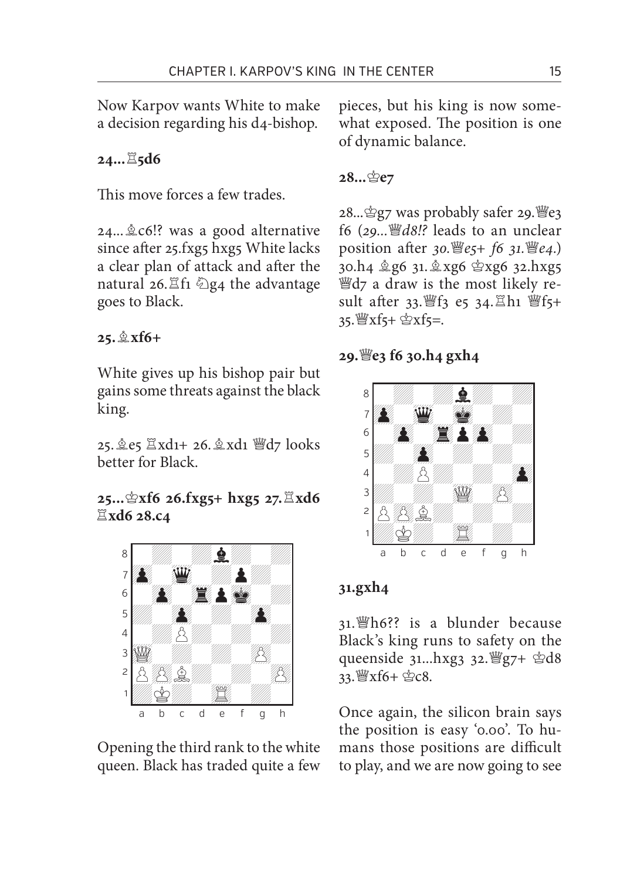Now Karpov wants White to make a decision regarding his d4-bishop.

**24...♖5d6**

This move forces a few trades.

24...♗c6!? was a good alternative since after 25.fxg5 hxg5 White lacks a clear plan of attack and after the natural 26.♖f1 ♘g4 the advantage goes to Black.

**25.♗xf6+**

White gives up his bishop pair but gains some threats against the black king.

25.♗e5 ♖xd1+ 26.♗xd1 ♕d7 looks better for Black.

**25...♔xf6 26.fxg5+ hxg5 27.♖xd6 ♖xd6 28.c4**

Opening the third rank to the white queen. Black has traded quite a few pieces, but his king is now somewhat exposed. The position is one of dynamic balance.

**28...♔e7**

28...♔g7 was probably safer 29.♕e3 f6 (*29...♕d8!? leads to an unclear position after 30.♕e5+ f6 31.♕e4.*) 30.h4 ♗g6 31.♗xg6 ♔xg6 32.hxg5 ♕d7 a draw is the most likely result after 33.♕f3 e5 34.♖h1 ♕f5+ 35.♕xf5+ ♔xf5=.

**29.♕e3 f6 30.h4 gxh4**

**31.gxh4**

31.♕h6?? is a blunder because Black's king runs to safety on the queenside 31...hxg3 32.♕g7+ ♔d8 33.♕xf6+ ♔c8.

Once again, the silicon brain says the position is easy '0.00'. To humans those positions are difficult to play, and we are now going to see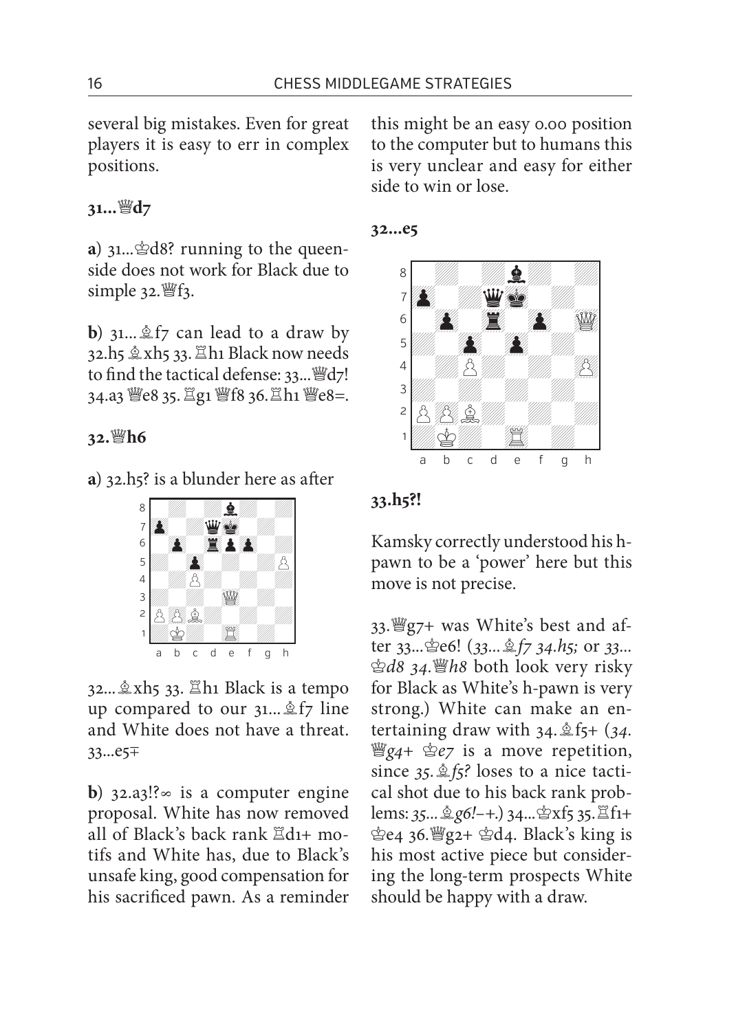several big mistakes. Even for great players it is easy to err in complex positions.

**31...♕d7**

**a**) 31...♔d8? running to the queenside does not work for Black due to simple 32.♕f3.

**b**) 31...♗f7 can lead to a draw by 32.h5 ♗xh5 33.♖h1 Black now needs to find the tactical defense: 33...♕d7! 34.a3 ♕e8 35.♖g1 ♕f8 36.♖h1 ♕e8=.

**32.♕h6**

**a**) 32.h5? is a blunder here as after

32...♗xh5 33.♖h1 Black is a tempo up compared to our 31...♗f7 line and White does not have a threat. 33...e5∓

**b**) 32.a3!?∞ is a computer engine proposal. White has now removed all of Black's back rank ♖d1+ motifs and White has, due to Black's unsafe king, good compensation for his sacrificed pawn. As a reminder this might be an easy 0.00 position to the computer but to humans this is very unclear and easy for either side to win or lose.

**32...e5**

**33.h5?!**

Kamsky correctly understood his h-pawn to be a 'power' here but this move is not precise.

33.♕g7+ was White's best and after 33...♔e6! (*33...♗f7 34.h5;* or *33...♔d8 34.♕h8* both look very risky for Black as White's h-pawn is very strong.) White can make an entertaining draw with 34.♗f5+ (*34.♕g4+ ♔e7* is a move repetition, since *35.♗f5?* loses to a nice tactical shot due to his back rank problems: *35...♗g6!–+.*) 34...♔xf5 35.♖f1+ ♔e4 36.♕g2+ ♔d4. Black's king is his most active piece but considering the long-term prospects White should be happy with a draw.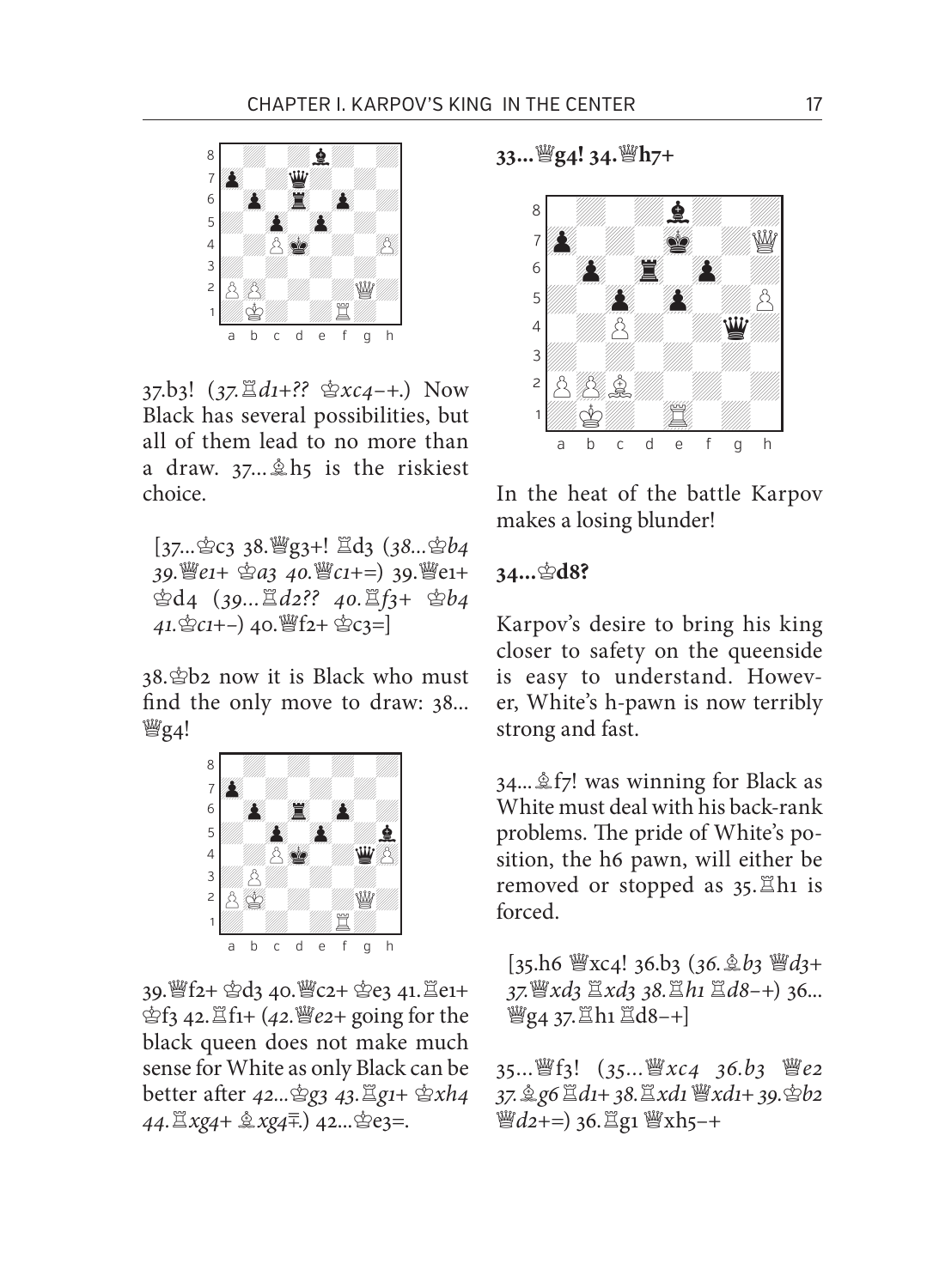37.b3! (*37.♖d1+?? ♔xc4–+.*) Now Black has several possibilities, but all of them lead to no more than a draw. 37...♗h5 is the riskiest choice.

[37...♔c3 38.♕g3+! ♖d3 (*38...♔b4 39.♕e1+ ♔a3 40.♕c1+=*) 39.♕e1+ ♔d4 (*39...♖d2?? 40.♖f3+ ♔b4 41.♔c1+–*) 40.♕f2+ ♔c3=]

38.♔b2 now it is Black who must find the only move to draw: 38...♕g4!

39.♕f2+ ♔d3 40.♕c2+ ♔e3 41.♖e1+ ♔f3 42.♖f1+ (*42.♕e2+* going for the black queen does not make much sense for White as only Black can be better after *42...♔g3 43.♖g1+ ♔xh4 44.♖xg4+ ♗xg4∓.*) 42...♔e3=.

**33...♕g4! 34.♕h7+**

In the heat of the battle Karpov makes a losing blunder!

**34...♔d8?**

Karpov's desire to bring his king closer to safety on the queenside is easy to understand. However, White's h-pawn is now terribly strong and fast.

34...♗f7! was winning for Black as White must deal with his back-rank problems. The pride of White's position, the h6 pawn, will either be removed or stopped as 35.♖h1 is forced.

[35.h6 ♕xc4! 36.b3 (*36.♗b3 ♕d3+ 37.♕xd3 ♖xd3 38.♖h1 ♖d8–+*) 36...♕g4 37.♖h1 ♖d8–+]

35...♕f3! (*35...♕xc4 36.b3 ♕e2 37.♗g6 ♖d1+ 38.♖xd1 ♕xd1+ 39.♔b2 ♕d2+=*) 36.♖g1 ♕xh5–+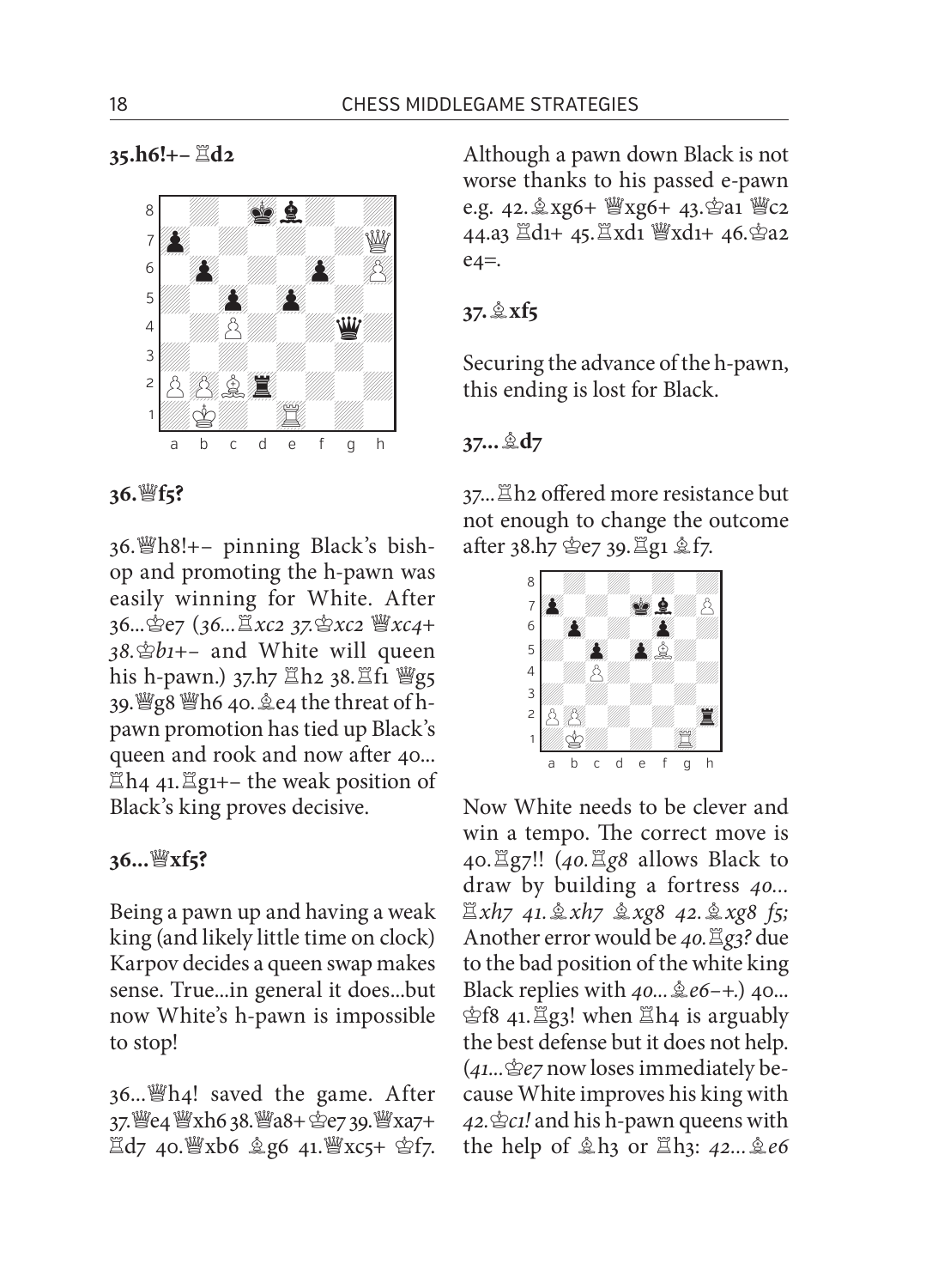**35.h6!+– ♖d2**

**36.♕f5?**

36.♕h8!+– pinning Black's bishop and promoting the h-pawn was easily winning for White. After 36...♔e7 (*36...♖xc2 37.♔xc2 ♕xc4+ 38.♔b1+–* and White will queen his h-pawn.) 37.h7 ♖h2 38.♖f1 ♕g5 39.♕g8 ♕h6 40.♗e4 the threat of h-pawn promotion has tied up Black's queen and rook and now after 40...♖h4 41.♖g1+– the weak position of Black's king proves decisive.

**36...♕xf5?**

Being a pawn up and having a weak king (and likely little time on clock) Karpov decides a queen swap makes sense. True...in general it does...but now White's h-pawn is impossible to stop!

36...♕h4! saved the game. After 37.♕e4 ♕xh6 38.♕a8+ ♔e7 39.♕xa7+ ♖d7 40.♕xb6 ♗g6 41.♕xc5+ ♔f7. Although a pawn down Black is not worse thanks to his passed e-pawn e.g. 42.♗xg6+ ♕xg6+ 43.♔a1 ♕c2 44.a3 ♖d1+ 45.♖xd1 ♕xd1+ 46.♔a2 e4=.

**37.♗xf5**

Securing the advance of the h-pawn, this ending is lost for Black.

**37...♗d7**

37...♖h2 offered more resistance but not enough to change the outcome after 38.h7 ♔e7 39.♖g1 ♗f7.

Now White needs to be clever and win a tempo. The correct move is 40.♖g7!! (*40.♖g8* allows Black to draw by building a fortress *40...♖xh7 41.♗xh7 ♗xg8 42.♗xg8 f5;* Another error would be *40.♖g3?* due to the bad position of the white king Black replies with *40...♗e6–+*.) 40...♔f8 41.♖g3! when ♖h4 is arguably the best defense but it does not help. (*41...♔e7* now loses immediately because White improves his king with *42.♔c1!* and his h-pawn queens with the help of ♗h3 or ♖h3: *42...♗e6*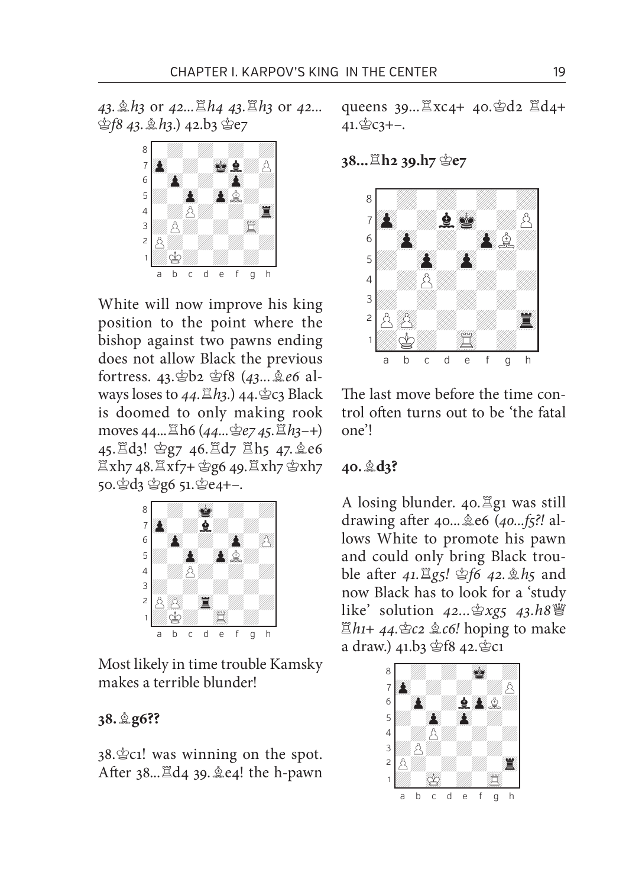*43.♗h3* or *42...♖h4 43.♖h3* or *42...♔f8 43.♗h3*.) 42.b3 ♔e7

White will now improve his king position to the point where the bishop against two pawns ending does not allow Black the previous fortress. 43.♔b2 ♔f8 (*43...♗e6* always loses to *44.♖h3*.) 44.♔c3 Black is doomed to only making rook moves 44...♖h6 (*44...♔e7 45.♖h3*–+) 45.♖d3! ♔g7 46.♖d7 ♖h5 47.♗e6 ♖xh7 48.♖xf7+ ♔g6 49.♖xh7 ♔xh7 50.♔d3 ♔g6 51.♔e4+–.

Most likely in time trouble Kamsky makes a terrible blunder!

**38.♗g6??**

38.♔c1! was winning on the spot. After 38...♖d4 39.♗e4! the h-pawn queens 39...♖xc4+ 40.♔d2 ♖d4+ 41.♔c3+–.

**38...♖h2 39.h7 ♔e7**

The last move before the time control often turns out to be 'the fatal one'!

**40.♗d3?**

A losing blunder. 40.♖g1 was still drawing after 40...♗e6 (*40...f5?!* allows White to promote his pawn and could only bring Black trouble after *41.♖g5! ♔f6 42.♗h5* and now Black has to look for a 'study like' solution *42...♔xg5 43.h8♕ ♖h1+ 44.♔c2 ♗c6!* hoping to make a draw.) 41.b3 ♔f8 42.♔c1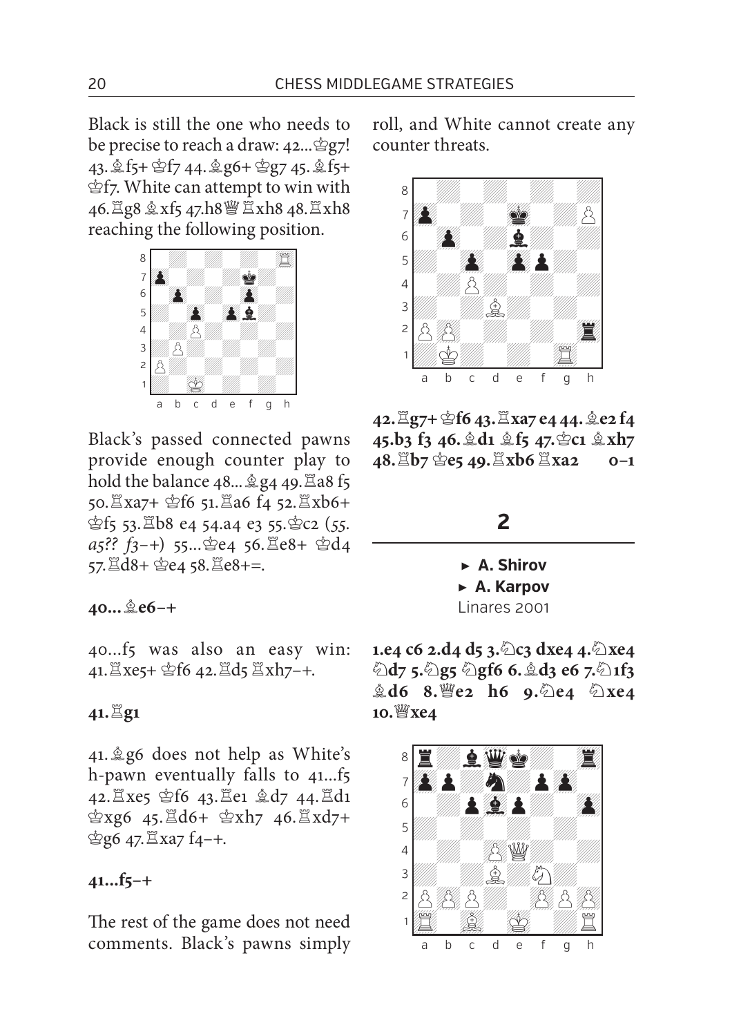Black is still the one who needs to be precise to reach a draw: 42...♔g7! 43.♗f5+ ♔f7 44.♗g6+ ♔g7 45.♗f5+ ♔f7. White can attempt to win with 46.♖g8 ♗xf5 47.h8♕ ♖xh8 48.♖xh8 reaching the following position.

Black's passed connected pawns provide enough counter play to hold the balance 48...♗g4 49.♖a8 f5 50.♖xa7+ ♔f6 51.♖a6 f4 52.♖xb6+ ♔f5 53.♖b8 e4 54.a4 e3 55.♔c2 (*55. a5?? f3–+*) 55...♔e4 56.♖e8+ ♔d4 57.♖d8+ ♔e4 58.♖e8+=.

**40...♗e6–+**

40...f5 was also an easy win: 41.♖xe5+ ♔f6 42.♖d5 ♖xh7–+.

**41.♖g1**

41.♗g6 does not help as White's h-pawn eventually falls to 41...f5 42.♖xe5 ♔f6 43.♖e1 ♗d7 44.♖d1 ♔xg6 45.♖d6+ ♔xh7 46.♖xd7+ ♔g6 47.♖xa7 f4–+.

**41...f5–+**

The rest of the game does not need comments. Black's pawns simply roll, and White cannot create any counter threats.

**42.♖g7+ ♔f6 43.♖xa7 e4 44.♗e2 f4 45.b3 f3 46.♗d1 ♗f5 47.♔c1 ♗xh7 48.♖b7 ♔e5 49.♖xb6 ♖xa2 0–1**

## 2

► **A. Shirov**
► **A. Karpov**
Linares 2001

**1.e4 c6 2.d4 d5 3.♘c3 dxe4 4.♘xe4 ♘d7 5.♘g5 ♘gf6 6.♗d3 e6 7.♘1f3 ♗d6 8.♕e2 h6 9.♘e4 ♘xe4 10.♕xe4**